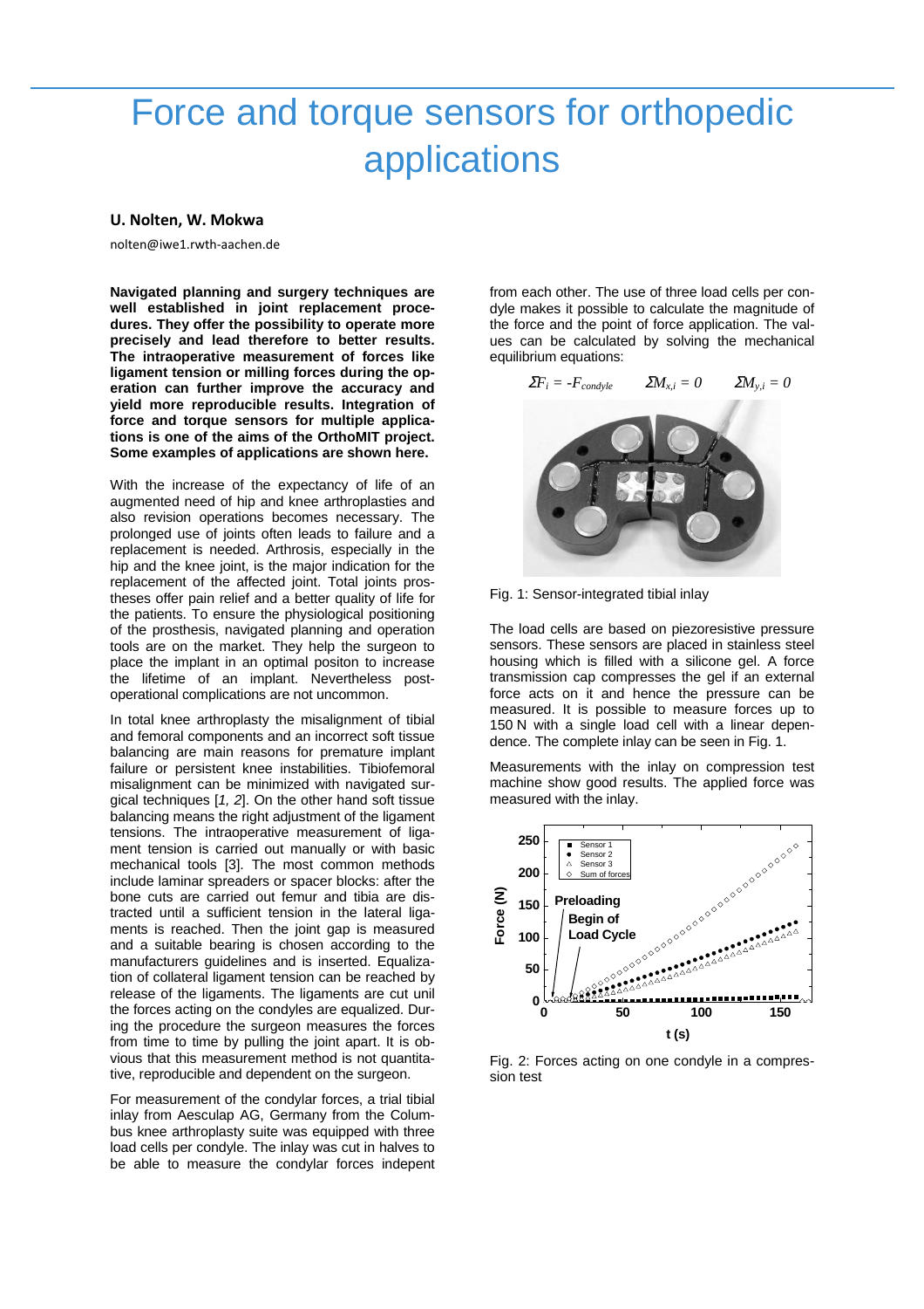# Force and torque sensors for orthopedic applications

**U. Nolten, W. Mokwa**

nolten@iwe1.rwth-aachen.de

**Navigated planning and surgery techniques are well established in joint replacement procedures. They offer the possibility to operate more precisely and lead therefore to better results. The intraoperative measurement of forces like ligament tension or milling forces during the operation can further improve the accuracy and yield more reproducible results. Integration of force and torque sensors for multiple applications is one of the aims of the OrthoMIT project. Some examples of applications are shown here.**

With the increase of the expectancy of life of an augmented need of hip and knee arthroplasties and also revision operations becomes necessary. The prolonged use of joints often leads to failure and a replacement is needed. Arthrosis, especially in the hip and the knee joint, is the major indication for the replacement of the affected joint. Total joints prostheses offer pain relief and a better quality of life for the patients. To ensure the physiological positioning of the prosthesis, navigated planning and operation tools are on the market. They help the surgeon to place the implant in an optimal positon to increase the lifetime of an implant. Nevertheless postoperational complications are not uncommon.

In total knee arthroplasty the misalignment of tibial and femoral components and an incorrect soft tissue balancing are main reasons for premature implant failure or persistent knee instabilities. Tibiofemoral misalignment can be minimized with navigated surgical techniques [*1, 2*]. On the other hand soft tissue balancing means the right adjustment of the ligament tensions. The intraoperative measurement of ligament tension is carried out manually or with basic mechanical tools [3]. The most common methods include laminar spreaders or spacer blocks: after the bone cuts are carried out femur and tibia are distracted until a sufficient tension in the lateral ligaments is reached. Then the joint gap is measured and a suitable bearing is chosen according to the manufacturers guidelines and is inserted. Equalization of collateral ligament tension can be reached by release of the ligaments. The ligaments are cut unil the forces acting on the condyles are equalized. During the procedure the surgeon measures the forces from time to time by pulling the joint apart. It is obvious that this measurement method is not quantitative, reproducible and dependent on the surgeon.

For measurement of the condylar forces, a trial tibial inlay from Aesculap AG, Germany from the Columbus knee arthroplasty suite was equipped with three load cells per condyle. The inlay was cut in halves to be able to measure the condylar forces independent from each other. The use of three load cells per condyle makes it possible to calculate the magnitude of the force and the point of force application. The values can be calculated by solving the mechanical equilibrium equations:

$$\Sigma F_i = -F_{condyle} \qquad \Sigma M_{x,i} = 0 \qquad \Sigma M_{y,i} = 0$$

Fig. 1: Sensor-integrated tibial inlay

The load cells are based on piezoresistive pressure sensors. These sensors are placed in stainless steel housing which is filled with a silicone gel. A force transmission cap compresses the gel if an external force acts on it and hence the pressure can be measured. It is possible to measure forces up to 150 N with a single load cell with a linear dependence. The complete inlay can be seen in Fig. 1.

Measurements with the inlay on compression test machine show good results. The applied force was measured with the inlay.

Fig. 2: Forces acting on one condyle in a compression test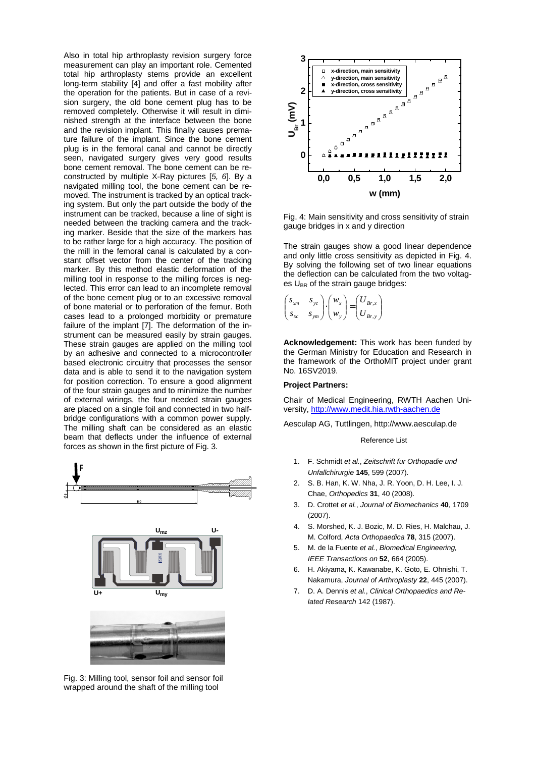Also in total hip arthroplasty revision surgery force measurement can play an important role. Cemented total hip arthroplasty stems provide an excellent long-term stability [4] and offer a fast mobility after the operation for the patients. But in case of a revision surgery, the old bone cement plug has to be removed completely. Otherwise it will result in diminished strength at the interface between the bone and the revision implant. This finally causes premature failure of the implant. Since the bone cement plug is in the femoral canal and cannot be directly seen, navigated surgery gives very good results bone cement removal. The bone cement can be reconstructed by multiple X-Ray pictures [*5, 6*]. By a navigated milling tool, the bone cement can be removed. The instrument is tracked by an optical tracking system. But only the part outside the body of the instrument can be tracked, because a line of sight is needed between the tracking camera and the tracking marker. Beside that the size of the markers has to be rather large for a high accuracy. The position of the mill in the femoral canal is calculated by a constant offset vector from the center of the tracking marker. By this method elastic deformation of the milling tool in response to the milling forces is neglected. This error can lead to an incomplete removal of the bone cement plug or to an excessive removal of bone material or to perforation of the femur. Both cases lead to a prolonged morbidity or premature failure of the implant [7]. The deformation of the instrument can be measured easily by strain gauges. These strain gauges are applied on the milling tool by an adhesive and connected to a microcontroller based electronic circuitry that processes the sensor data and is able to send it to the navigation system for position correction. To ensure a good alignment of the four strain gauges and to minimize the number of external wirings, the four needed strain gauges are placed on a single foil and connected in two half-bridge configurations with a common power supply. The milling shaft can be considered as an elastic beam that deflects under the influence of external forces as shown in the first picture of Fig. 3.

F

H0

$U_{mz}$

U-

U+

$U_{my}$

Fig. 3: Milling tool, sensor foil and sensor foil wrapped around the shaft of the milling tool

3

2

1

0

0,0

0,5

1,0

1,5

2,0

w (mm)

$U_{Br}$ (mV)

x-direction, main sensitivity

y-direction, main sensitivity

x-direction, cross sensitivity

y-direction, cross sensitivity

Fig. 4: Main sensitivity and cross sensitivity of strain gauge bridges in x and y direction

The strain gauges show a good linear dependence and only little cross sensitivity as depicted in Fig. 4. By solving the following set of two linear equations the deflection can be calculated from the two voltages $U_{BR}$ of the strain gauge bridges:

$$\begin{pmatrix} s_{xm} & s_{yc} \\ s_{xc} & s_{ym} \end{pmatrix} \cdot \begin{pmatrix} w_x \\ w_y \end{pmatrix} = \begin{pmatrix} U_{Br,x} \\ U_{Br,y} \end{pmatrix}$$

**Acknowledgement:** This work has been funded by the German Ministry for Education and Research in the framework of the OrthoMIT project under grant No. 16SV2019.

**Project Partners:**

Chair of Medical Engineering, RWTH Aachen University, http://www.medit.hia.rwth-aachen.de

Aesculap AG, Tuttlingen, http://www.aesculap.de

Reference List

1. F. Schmidt *et al.*, *Zeitschrift fur Orthopadie und Unfallchirurgie* **145**, 599 (2007).
2. S. B. Han, K. W. Nha, J. R. Yoon, D. H. Lee, I. J. Chae, *Orthopedics* **31**, 40 (2008).
3. D. Crottet *et al.*, *Journal of Biomechanics* **40**, 1709 (2007).
4. S. Morshed, K. J. Bozic, M. D. Ries, H. Malchau, J. M. Colford, *Acta Orthopaedica* **78**, 315 (2007).
5. M. de la Fuente *et al.*, *Biomedical Engineering, IEEE Transactions on* **52**, 664 (2005).
6. H. Akiyama, K. Kawanabe, K. Goto, E. Ohnishi, T. Nakamura, *Journal of Arthroplasty* **22**, 445 (2007).
7. D. A. Dennis *et al.*, *Clinical Orthopaedics and Related Research* 142 (1987).